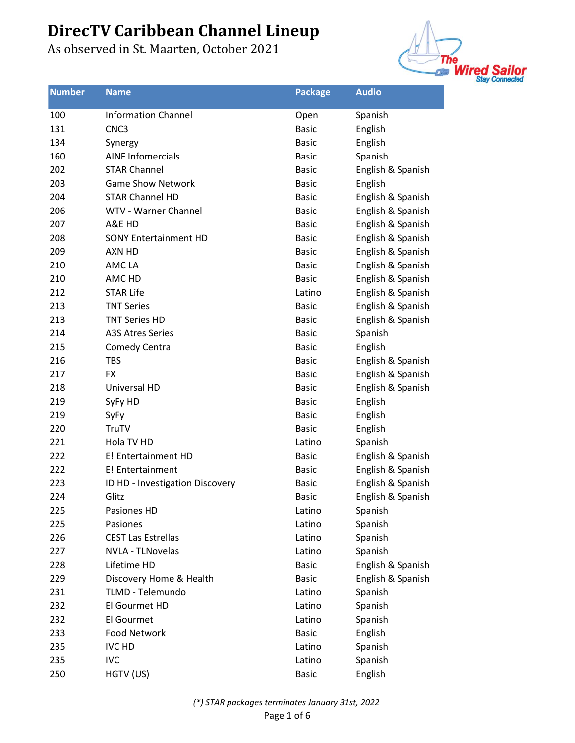# DirecTV Caribbean Channel Lineup

As observed in St. Maarten, October 2021

| Number | Name | Package | Audio |
|---|---|---|---|
| 100 | Information Channel | Open | Spanish |
| 131 | CNC3 | Basic | English |
| 134 | Synergy | Basic | English |
| 160 | AINF Infomercials | Basic | Spanish |
| 202 | STAR Channel | Basic | English & Spanish |
| 203 | Game Show Network | Basic | English |
| 204 | STAR Channel HD | Basic | English & Spanish |
| 206 | WTV - Warner Channel | Basic | English & Spanish |
| 207 | A&E HD | Basic | English & Spanish |
| 208 | SONY Entertainment HD | Basic | English & Spanish |
| 209 | AXN HD | Basic | English & Spanish |
| 210 | AMC LA | Basic | English & Spanish |
| 210 | AMC HD | Basic | English & Spanish |
| 212 | STAR Life | Latino | English & Spanish |
| 213 | TNT Series | Basic | English & Spanish |
| 213 | TNT Series HD | Basic | English & Spanish |
| 214 | A3S Atres Series | Basic | Spanish |
| 215 | Comedy Central | Basic | English |
| 216 | TBS | Basic | English & Spanish |
| 217 | FX | Basic | English & Spanish |
| 218 | Universal HD | Basic | English & Spanish |
| 219 | SyFy HD | Basic | English |
| 219 | SyFy | Basic | English |
| 220 | TruTV | Basic | English |
| 221 | Hola TV HD | Latino | Spanish |
| 222 | E! Entertainment HD | Basic | English & Spanish |
| 222 | E! Entertainment | Basic | English & Spanish |
| 223 | ID HD - Investigation Discovery | Basic | English & Spanish |
| 224 | Glitz | Basic | English & Spanish |
| 225 | Pasiones HD | Latino | Spanish |
| 225 | Pasiones | Latino | Spanish |
| 226 | CEST Las Estrellas | Latino | Spanish |
| 227 | NVLA - TLNovelas | Latino | Spanish |
| 228 | Lifetime HD | Basic | English & Spanish |
| 229 | Discovery Home & Health | Basic | English & Spanish |
| 231 | TLMD - Telemundo | Latino | Spanish |
| 232 | El Gourmet HD | Latino | Spanish |
| 232 | El Gourmet | Latino | Spanish |
| 233 | Food Network | Basic | English |
| 235 | IVC HD | Latino | Spanish |
| 235 | IVC | Latino | Spanish |
| 250 | HGTV (US) | Basic | English |

*(\*) STAR packages terminates January 31st, 2022*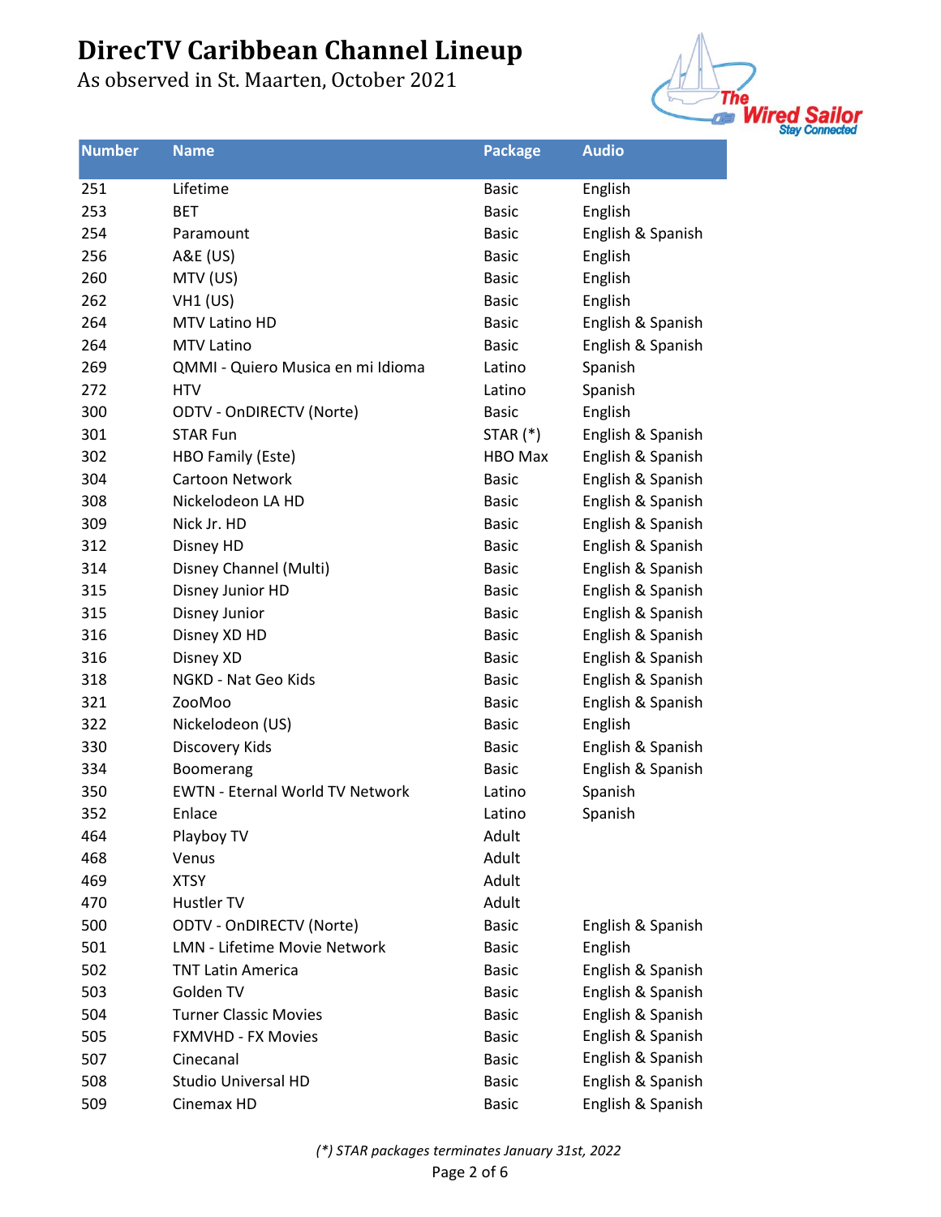# DirecTV Caribbean Channel Lineup

As observed in St. Maarten, October 2021

| Number | Name | Package | Audio |
|---|---|---|---|
| 251 | Lifetime | Basic | English |
| 253 | BET | Basic | English |
| 254 | Paramount | Basic | English & Spanish |
| 256 | A&E (US) | Basic | English |
| 260 | MTV (US) | Basic | English |
| 262 | VH1 (US) | Basic | English |
| 264 | MTV Latino HD | Basic | English & Spanish |
| 264 | MTV Latino | Basic | English & Spanish |
| 269 | QMMI - Quiero Musica en mi Idioma | Latino | Spanish |
| 272 | HTV | Latino | Spanish |
| 300 | ODTV - OnDIRECTV (Norte) | Basic | English |
| 301 | STAR Fun | STAR (*) | English & Spanish |
| 302 | HBO Family (Este) | HBO Max | English & Spanish |
| 304 | Cartoon Network | Basic | English & Spanish |
| 308 | Nickelodeon LA HD | Basic | English & Spanish |
| 309 | Nick Jr. HD | Basic | English & Spanish |
| 312 | Disney HD | Basic | English & Spanish |
| 314 | Disney Channel (Multi) | Basic | English & Spanish |
| 315 | Disney Junior HD | Basic | English & Spanish |
| 315 | Disney Junior | Basic | English & Spanish |
| 316 | Disney XD HD | Basic | English & Spanish |
| 316 | Disney XD | Basic | English & Spanish |
| 318 | NGKD - Nat Geo Kids | Basic | English & Spanish |
| 321 | ZooMoo | Basic | English & Spanish |
| 322 | Nickelodeon (US) | Basic | English |
| 330 | Discovery Kids | Basic | English & Spanish |
| 334 | Boomerang | Basic | English & Spanish |
| 350 | EWTN - Eternal World TV Network | Latino | Spanish |
| 352 | Enlace | Latino | Spanish |
| 464 | Playboy TV | Adult | |
| 468 | Venus | Adult | |
| 469 | XTSY | Adult | |
| 470 | Hustler TV | Adult | |
| 500 | ODTV - OnDIRECTV (Norte) | Basic | English & Spanish |
| 501 | LMN - Lifetime Movie Network | Basic | English |
| 502 | TNT Latin America | Basic | English & Spanish |
| 503 | Golden TV | Basic | English & Spanish |
| 504 | Turner Classic Movies | Basic | English & Spanish |
| 505 | FXMVHD - FX Movies | Basic | English & Spanish |
| 507 | Cinecanal | Basic | English & Spanish |
| 508 | Studio Universal HD | Basic | English & Spanish |
| 509 | Cinemax HD | Basic | English & Spanish |

*(*) STAR packages terminates January 31st, 2022*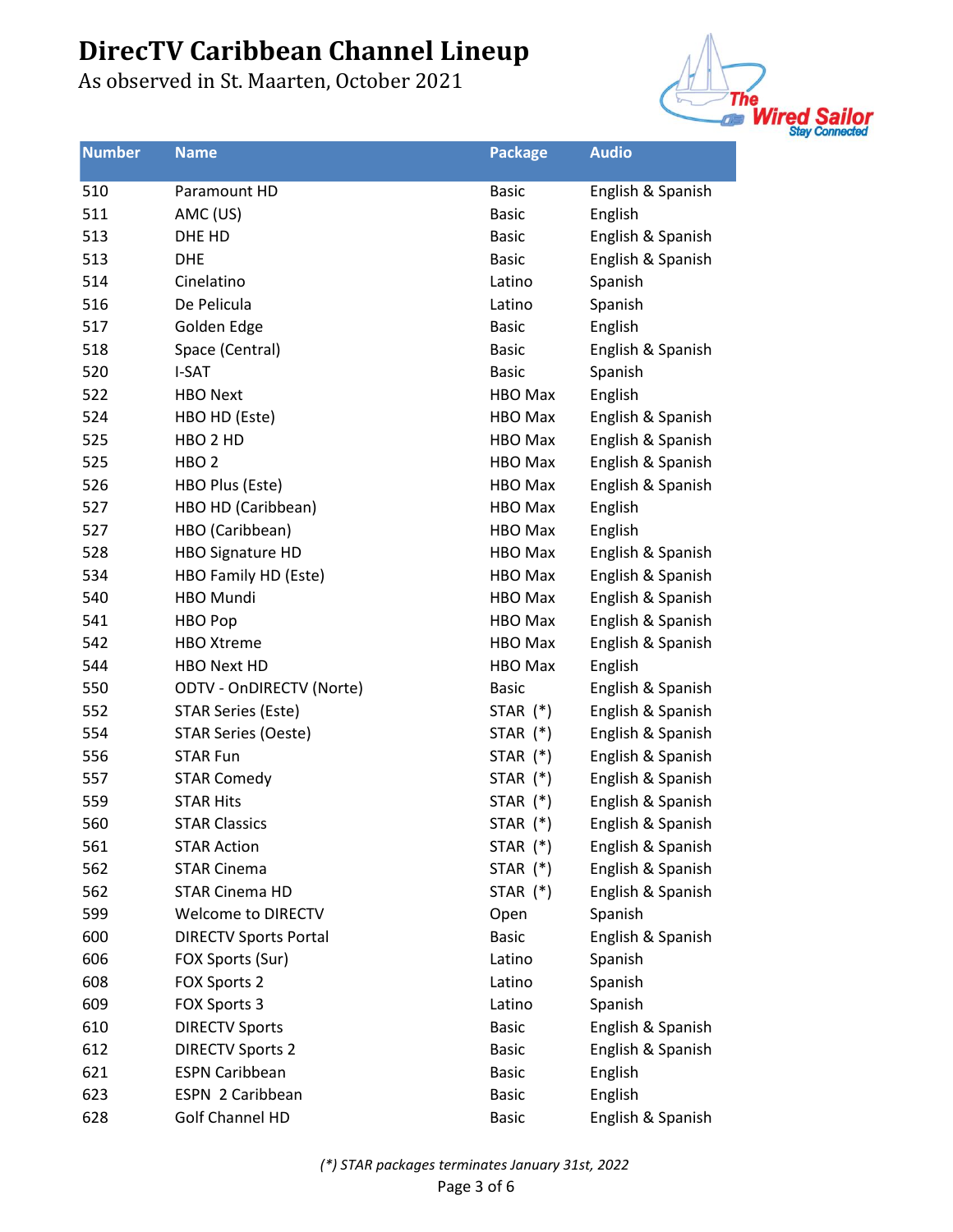# DirecTV Caribbean Channel Lineup

As observed in St. Maarten, October 2021

| Number | Name | Package | Audio |
|---|---|---|---|
| 510 | Paramount HD | Basic | English & Spanish |
| 511 | AMC (US) | Basic | English |
| 513 | DHE HD | Basic | English & Spanish |
| 513 | DHE | Basic | English & Spanish |
| 514 | Cinelatino | Latino | Spanish |
| 516 | De Pelicula | Latino | Spanish |
| 517 | Golden Edge | Basic | English |
| 518 | Space (Central) | Basic | English & Spanish |
| 520 | I-SAT | Basic | Spanish |
| 522 | HBO Next | HBO Max | English |
| 524 | HBO HD (Este) | HBO Max | English & Spanish |
| 525 | HBO 2 HD | HBO Max | English & Spanish |
| 525 | HBO 2 | HBO Max | English & Spanish |
| 526 | HBO Plus (Este) | HBO Max | English & Spanish |
| 527 | HBO HD (Caribbean) | HBO Max | English |
| 527 | HBO (Caribbean) | HBO Max | English |
| 528 | HBO Signature HD | HBO Max | English & Spanish |
| 534 | HBO Family HD (Este) | HBO Max | English & Spanish |
| 540 | HBO Mundi | HBO Max | English & Spanish |
| 541 | HBO Pop | HBO Max | English & Spanish |
| 542 | HBO Xtreme | HBO Max | English & Spanish |
| 544 | HBO Next HD | HBO Max | English |
| 550 | ODTV - OnDIRECTV (Norte) | Basic | English & Spanish |
| 552 | STAR Series (Este) | STAR (*) | English & Spanish |
| 554 | STAR Series (Oeste) | STAR (*) | English & Spanish |
| 556 | STAR Fun | STAR (*) | English & Spanish |
| 557 | STAR Comedy | STAR (*) | English & Spanish |
| 559 | STAR Hits | STAR (*) | English & Spanish |
| 560 | STAR Classics | STAR (*) | English & Spanish |
| 561 | STAR Action | STAR (*) | English & Spanish |
| 562 | STAR Cinema | STAR (*) | English & Spanish |
| 562 | STAR Cinema HD | STAR (*) | English & Spanish |
| 599 | Welcome to DIRECTV | Open | Spanish |
| 600 | DIRECTV Sports Portal | Basic | English & Spanish |
| 606 | FOX Sports (Sur) | Latino | Spanish |
| 608 | FOX Sports 2 | Latino | Spanish |
| 609 | FOX Sports 3 | Latino | Spanish |
| 610 | DIRECTV Sports | Basic | English & Spanish |
| 612 | DIRECTV Sports 2 | Basic | English & Spanish |
| 621 | ESPN Caribbean | Basic | English |
| 623 | ESPN 2 Caribbean | Basic | English |
| 628 | Golf Channel HD | Basic | English & Spanish |

*(*) STAR packages terminates January 31st, 2022*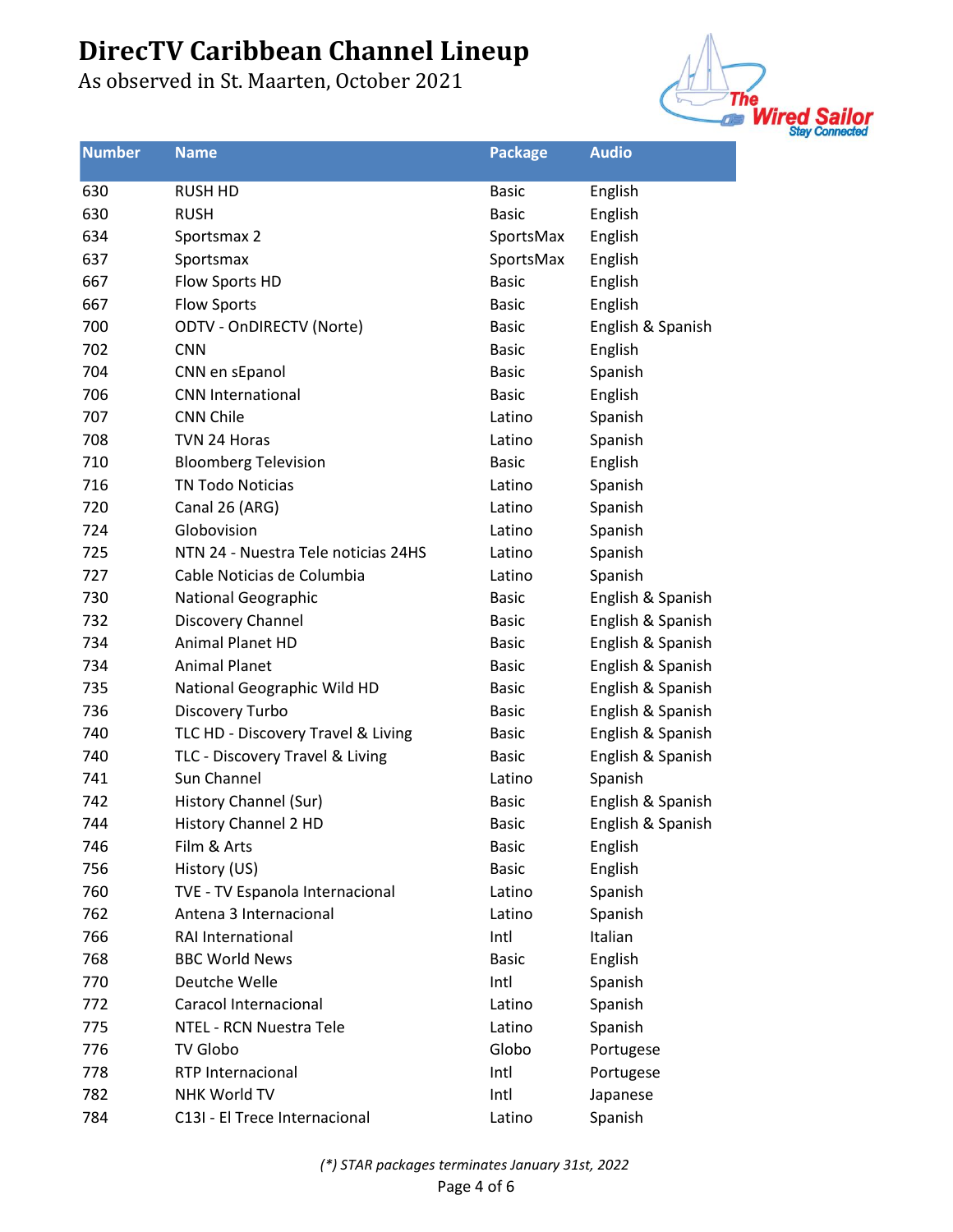# DirecTV Caribbean Channel Lineup

As observed in St. Maarten, October 2021

| Number | Name | Package | Audio |
|---|---|---|---|
| 630 | RUSH HD | Basic | English |
| 630 | RUSH | Basic | English |
| 634 | Sportsmax 2 | SportsMax | English |
| 637 | Sportsmax | SportsMax | English |
| 667 | Flow Sports HD | Basic | English |
| 667 | Flow Sports | Basic | English |
| 700 | ODTV - OnDIRECTV (Norte) | Basic | English & Spanish |
| 702 | CNN | Basic | English |
| 704 | CNN en sEpanol | Basic | Spanish |
| 706 | CNN International | Basic | English |
| 707 | CNN Chile | Latino | Spanish |
| 708 | TVN 24 Horas | Latino | Spanish |
| 710 | Bloomberg Television | Basic | English |
| 716 | TN Todo Noticias | Latino | Spanish |
| 720 | Canal 26 (ARG) | Latino | Spanish |
| 724 | Globovision | Latino | Spanish |
| 725 | NTN 24 - Nuestra Tele noticias 24HS | Latino | Spanish |
| 727 | Cable Noticias de Columbia | Latino | Spanish |
| 730 | National Geographic | Basic | English & Spanish |
| 732 | Discovery Channel | Basic | English & Spanish |
| 734 | Animal Planet HD | Basic | English & Spanish |
| 734 | Animal Planet | Basic | English & Spanish |
| 735 | National Geographic Wild HD | Basic | English & Spanish |
| 736 | Discovery Turbo | Basic | English & Spanish |
| 740 | TLC HD - Discovery Travel & Living | Basic | English & Spanish |
| 740 | TLC - Discovery Travel & Living | Basic | English & Spanish |
| 741 | Sun Channel | Latino | Spanish |
| 742 | History Channel (Sur) | Basic | English & Spanish |
| 744 | History Channel 2 HD | Basic | English & Spanish |
| 746 | Film & Arts | Basic | English |
| 756 | History (US) | Basic | English |
| 760 | TVE - TV Espanola Internacional | Latino | Spanish |
| 762 | Antena 3 Internacional | Latino | Spanish |
| 766 | RAI International | Intl | Italian |
| 768 | BBC World News | Basic | English |
| 770 | Deutche Welle | Intl | Spanish |
| 772 | Caracol Internacional | Latino | Spanish |
| 775 | NTEL - RCN Nuestra Tele | Latino | Spanish |
| 776 | TV Globo | Globo | Portugese |
| 778 | RTP Internacional | Intl | Portugese |
| 782 | NHK World TV | Intl | Japanese |
| 784 | C13I - El Trece Internacional | Latino | Spanish |

*(\*) STAR packages terminates January 31st, 2022*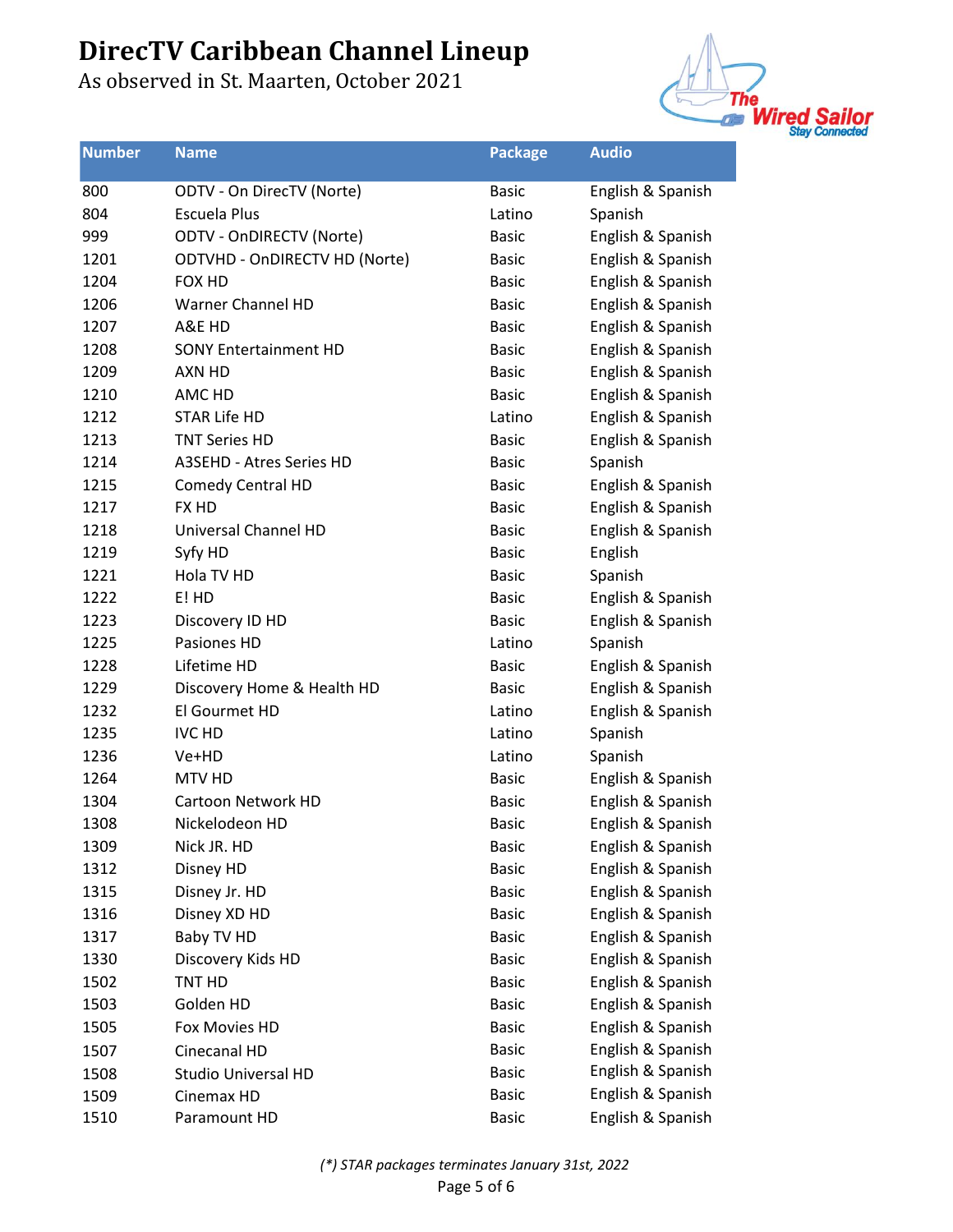# DirecTV Caribbean Channel Lineup

As observed in St. Maarten, October 2021

| Number | Name | Package | Audio |
|---|---|---|---|
| 800 | ODTV - On DirecTV (Norte) | Basic | English & Spanish |
| 804 | Escuela Plus | Latino | Spanish |
| 999 | ODTV - OnDIRECTV (Norte) | Basic | English & Spanish |
| 1201 | ODTVHD - OnDIRECTV HD (Norte) | Basic | English & Spanish |
| 1204 | FOX HD | Basic | English & Spanish |
| 1206 | Warner Channel HD | Basic | English & Spanish |
| 1207 | A&E HD | Basic | English & Spanish |
| 1208 | SONY Entertainment HD | Basic | English & Spanish |
| 1209 | AXN HD | Basic | English & Spanish |
| 1210 | AMC HD | Basic | English & Spanish |
| 1212 | STAR Life HD | Latino | English & Spanish |
| 1213 | TNT Series HD | Basic | English & Spanish |
| 1214 | A3SEHD - Atres Series HD | Basic | Spanish |
| 1215 | Comedy Central HD | Basic | English & Spanish |
| 1217 | FX HD | Basic | English & Spanish |
| 1218 | Universal Channel HD | Basic | English & Spanish |
| 1219 | Syfy HD | Basic | English |
| 1221 | Hola TV HD | Basic | Spanish |
| 1222 | E! HD | Basic | English & Spanish |
| 1223 | Discovery ID HD | Basic | English & Spanish |
| 1225 | Pasiones HD | Latino | Spanish |
| 1228 | Lifetime HD | Basic | English & Spanish |
| 1229 | Discovery Home & Health HD | Basic | English & Spanish |
| 1232 | El Gourmet HD | Latino | English & Spanish |
| 1235 | IVC HD | Latino | Spanish |
| 1236 | Ve+HD | Latino | Spanish |
| 1264 | MTV HD | Basic | English & Spanish |
| 1304 | Cartoon Network HD | Basic | English & Spanish |
| 1308 | Nickelodeon HD | Basic | English & Spanish |
| 1309 | Nick JR. HD | Basic | English & Spanish |
| 1312 | Disney HD | Basic | English & Spanish |
| 1315 | Disney Jr. HD | Basic | English & Spanish |
| 1316 | Disney XD HD | Basic | English & Spanish |
| 1317 | Baby TV HD | Basic | English & Spanish |
| 1330 | Discovery Kids HD | Basic | English & Spanish |
| 1502 | TNT HD | Basic | English & Spanish |
| 1503 | Golden HD | Basic | English & Spanish |
| 1505 | Fox Movies HD | Basic | English & Spanish |
| 1507 | Cinecanal HD | Basic | English & Spanish |
| 1508 | Studio Universal HD | Basic | English & Spanish |
| 1509 | Cinemax HD | Basic | English & Spanish |
| 1510 | Paramount HD | Basic | English & Spanish |

*(*) STAR packages terminates January 31st, 2022*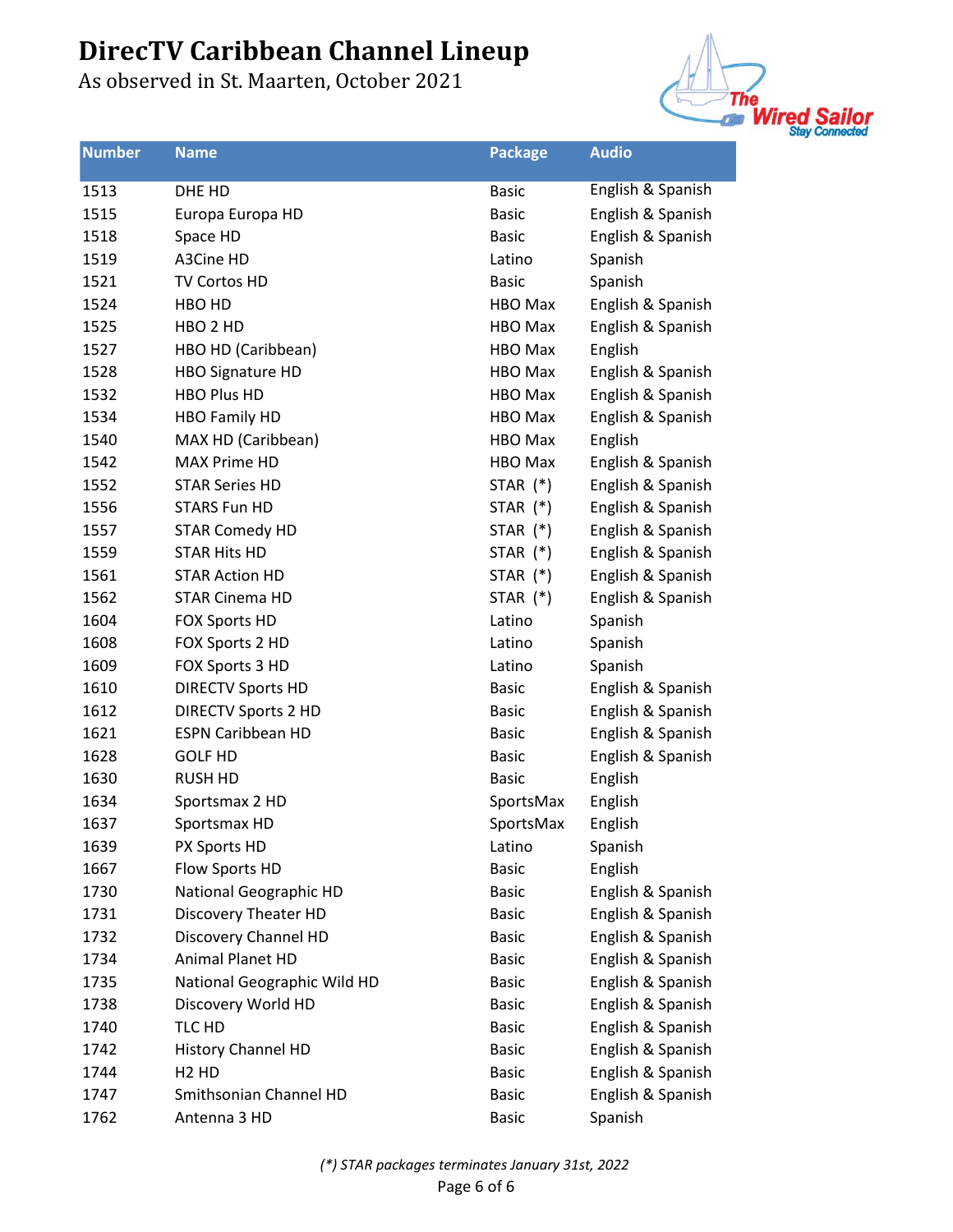# DirecTV Caribbean Channel Lineup

As observed in St. Maarten, October 2021

| Number | Name | Package | Audio |
|---|---|---|---|
| 1513 | DHE HD | Basic | English & Spanish |
| 1515 | Europa Europa HD | Basic | English & Spanish |
| 1518 | Space HD | Basic | English & Spanish |
| 1519 | A3Cine HD | Latino | Spanish |
| 1521 | TV Cortos HD | Basic | Spanish |
| 1524 | HBO HD | HBO Max | English & Spanish |
| 1525 | HBO 2 HD | HBO Max | English & Spanish |
| 1527 | HBO HD (Caribbean) | HBO Max | English |
| 1528 | HBO Signature HD | HBO Max | English & Spanish |
| 1532 | HBO Plus HD | HBO Max | English & Spanish |
| 1534 | HBO Family HD | HBO Max | English & Spanish |
| 1540 | MAX HD (Caribbean) | HBO Max | English |
| 1542 | MAX Prime HD | HBO Max | English & Spanish |
| 1552 | STAR Series HD | STAR (*) | English & Spanish |
| 1556 | STARS Fun HD | STAR (*) | English & Spanish |
| 1557 | STAR Comedy HD | STAR (*) | English & Spanish |
| 1559 | STAR Hits HD | STAR (*) | English & Spanish |
| 1561 | STAR Action HD | STAR (*) | English & Spanish |
| 1562 | STAR Cinema HD | STAR (*) | English & Spanish |
| 1604 | FOX Sports HD | Latino | Spanish |
| 1608 | FOX Sports 2 HD | Latino | Spanish |
| 1609 | FOX Sports 3 HD | Latino | Spanish |
| 1610 | DIRECTV Sports HD | Basic | English & Spanish |
| 1612 | DIRECTV Sports 2 HD | Basic | English & Spanish |
| 1621 | ESPN Caribbean HD | Basic | English & Spanish |
| 1628 | GOLF HD | Basic | English & Spanish |
| 1630 | RUSH HD | Basic | English |
| 1634 | Sportsmax 2 HD | SportsMax | English |
| 1637 | Sportsmax HD | SportsMax | English |
| 1639 | PX Sports HD | Latino | Spanish |
| 1667 | Flow Sports HD | Basic | English |
| 1730 | National Geographic HD | Basic | English & Spanish |
| 1731 | Discovery Theater HD | Basic | English & Spanish |
| 1732 | Discovery Channel HD | Basic | English & Spanish |
| 1734 | Animal Planet HD | Basic | English & Spanish |
| 1735 | National Geographic Wild HD | Basic | English & Spanish |
| 1738 | Discovery World HD | Basic | English & Spanish |
| 1740 | TLC HD | Basic | English & Spanish |
| 1742 | History Channel HD | Basic | English & Spanish |
| 1744 | H2 HD | Basic | English & Spanish |
| 1747 | Smithsonian Channel HD | Basic | English & Spanish |
| 1762 | Antenna 3 HD | Basic | Spanish |

*(*) STAR packages terminates January 31st, 2022*